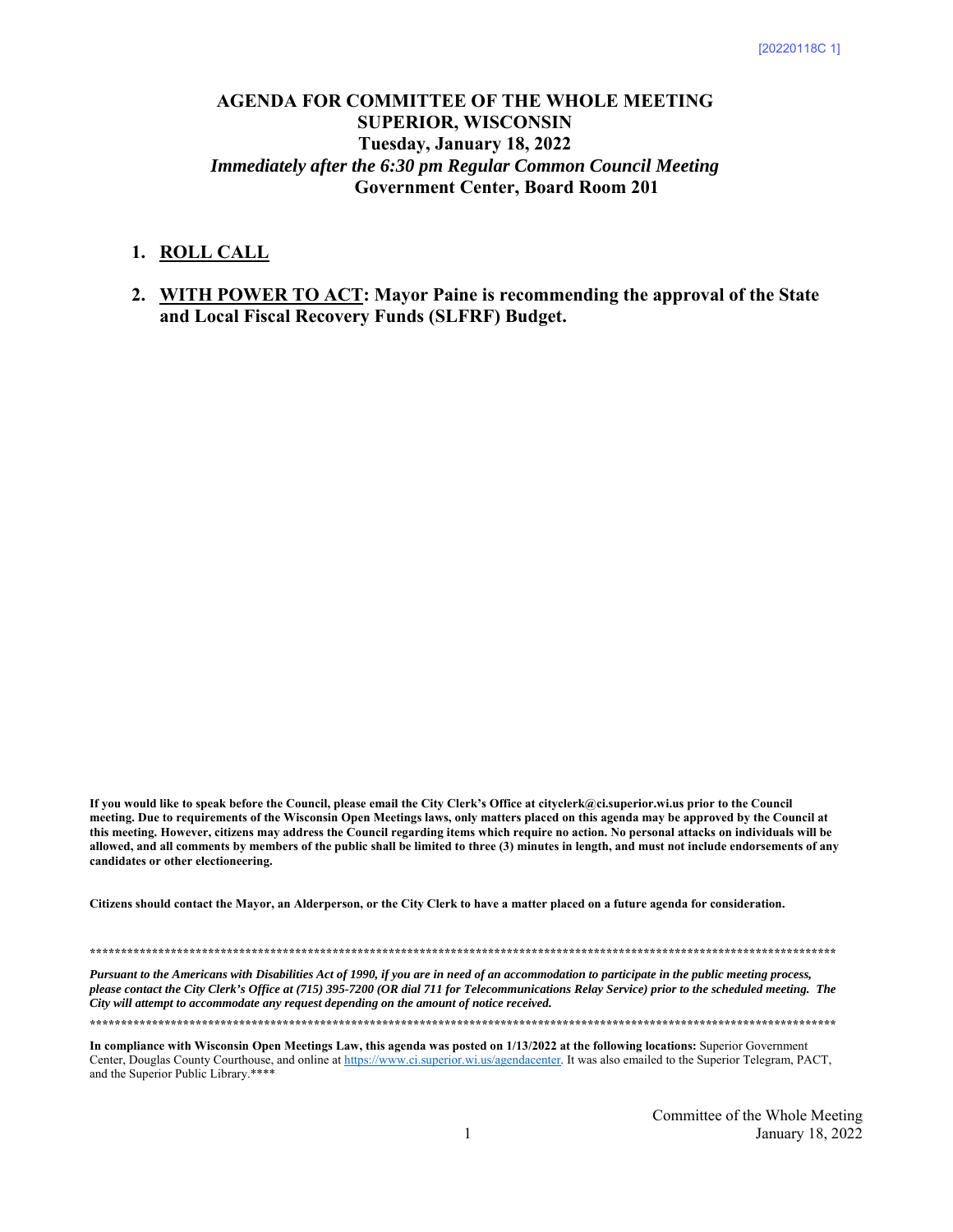[20220118C 1]

# AGENDA FOR COMMITTEE OF THE WHOLE MEETING
## SUPERIOR, WISCONSIN
## Tuesday, January 18, 2022
## *Immediately after the 6:30 pm Regular Common Council Meeting*
## Government Center, Board Room 201

1. **ROLL CALL**

2. **WITH POWER TO ACT: Mayor Paine is recommending the approval of the State and Local Fiscal Recovery Funds (SLFRF) Budget.**

**If you would like to speak before the Council, please email the City Clerk's Office at cityclerk@ci.superior.wi.us prior to the Council meeting. Due to requirements of the Wisconsin Open Meetings laws, only matters placed on this agenda may be approved by the Council at this meeting. However, citizens may address the Council regarding items which require no action. No personal attacks on individuals will be allowed, and all comments by members of the public shall be limited to three (3) minutes in length, and must not include endorsements of any candidates or other electioneering.**

**Citizens should contact the Mayor, an Alderperson, or the City Clerk to have a matter placed on a future agenda for consideration.**

***************************************************************************************************************************

***Pursuant to the Americans with Disabilities Act of 1990, if you are in need of an accommodation to participate in the public meeting process, please contact the City Clerk's Office at (715) 395-7200 (OR dial 711 for Telecommunications Relay Service) prior to the scheduled meeting. The City will attempt to accommodate any request depending on the amount of notice received.***

***************************************************************************************************************************

**In compliance with Wisconsin Open Meetings Law, this agenda was posted on 1/13/2022 at the following locations:** Superior Government Center, Douglas County Courthouse, and online at https://www.ci.superior.wi.us/agendacenter. It was also emailed to the Superior Telegram, PACT, and the Superior Public Library.****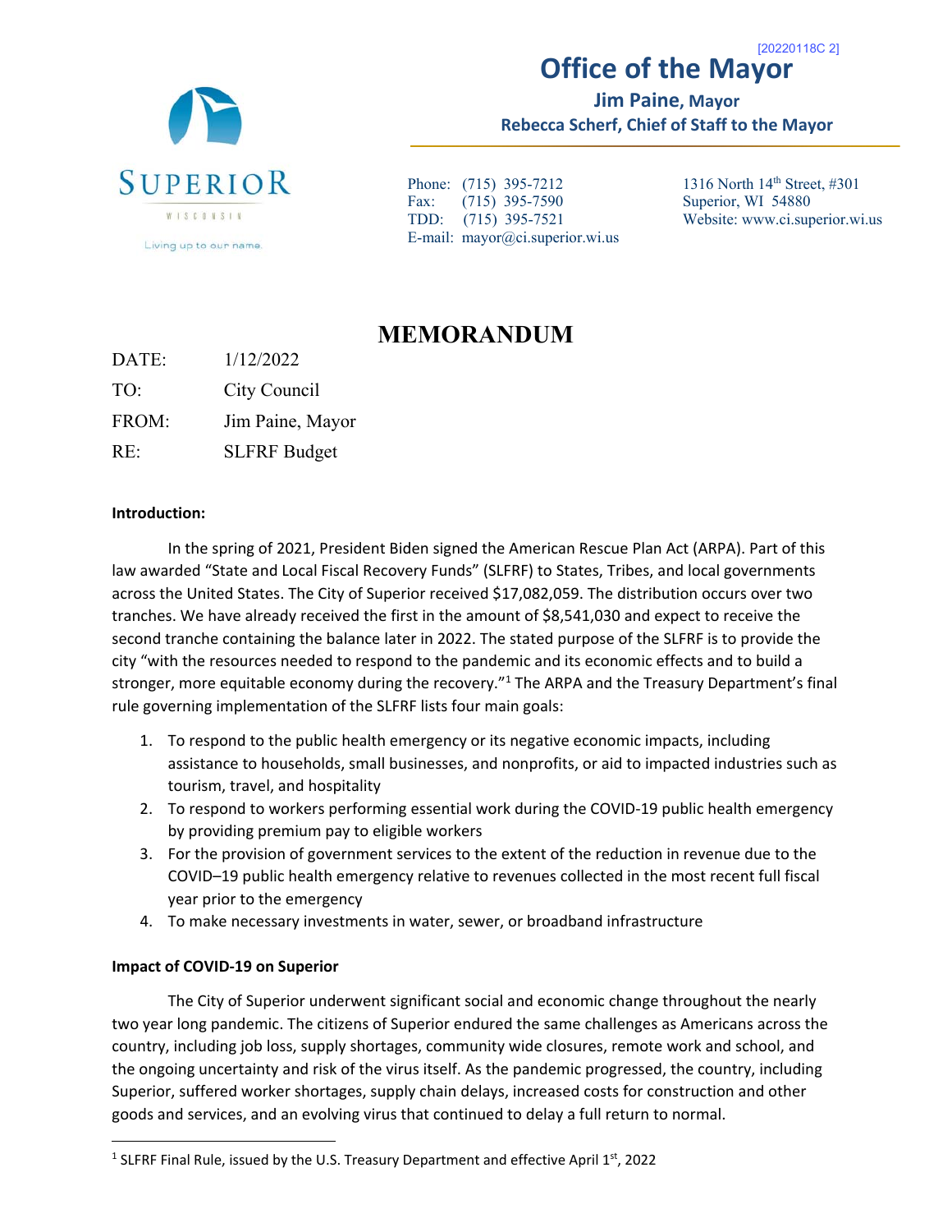[20220118C 2]

# Office of the Mayor

**Jim Paine, Mayor**

**Rebecca Scherf, Chief of Staff to the Mayor**

SUPERIOR
WISCONSIN
Living up to our name.

Phone: (715) 395-7212
Fax: (715) 395-7590
TDD: (715) 395-7521
E-mail: mayor@ci.superior.wi.us

1316 North 14th Street, #301
Superior, WI 54880
Website: www.ci.superior.wi.us

## MEMORANDUM

DATE: 1/12/2022

TO: City Council

FROM: Jim Paine, Mayor

RE: SLFRF Budget

**Introduction:**

In the spring of 2021, President Biden signed the American Rescue Plan Act (ARPA). Part of this law awarded "State and Local Fiscal Recovery Funds" (SLFRF) to States, Tribes, and local governments across the United States. The City of Superior received $17,082,059. The distribution occurs over two tranches. We have already received the first in the amount of $8,541,030 and expect to receive the second tranche containing the balance later in 2022. The stated purpose of the SLFRF is to provide the city "with the resources needed to respond to the pandemic and its economic effects and to build a stronger, more equitable economy during the recovery."[1] The ARPA and the Treasury Department's final rule governing implementation of the SLFRF lists four main goals:

1. To respond to the public health emergency or its negative economic impacts, including assistance to households, small businesses, and nonprofits, or aid to impacted industries such as tourism, travel, and hospitality
2. To respond to workers performing essential work during the COVID-19 public health emergency by providing premium pay to eligible workers
3. For the provision of government services to the extent of the reduction in revenue due to the COVID–19 public health emergency relative to revenues collected in the most recent full fiscal year prior to the emergency
4. To make necessary investments in water, sewer, or broadband infrastructure

**Impact of COVID-19 on Superior**

The City of Superior underwent significant social and economic change throughout the nearly two year long pandemic. The citizens of Superior endured the same challenges as Americans across the country, including job loss, supply shortages, community wide closures, remote work and school, and the ongoing uncertainty and risk of the virus itself. As the pandemic progressed, the country, including Superior, suffered worker shortages, supply chain delays, increased costs for construction and other goods and services, and an evolving virus that continued to delay a full return to normal.

[1] SLFRF Final Rule, issued by the U.S. Treasury Department and effective April 1st, 2022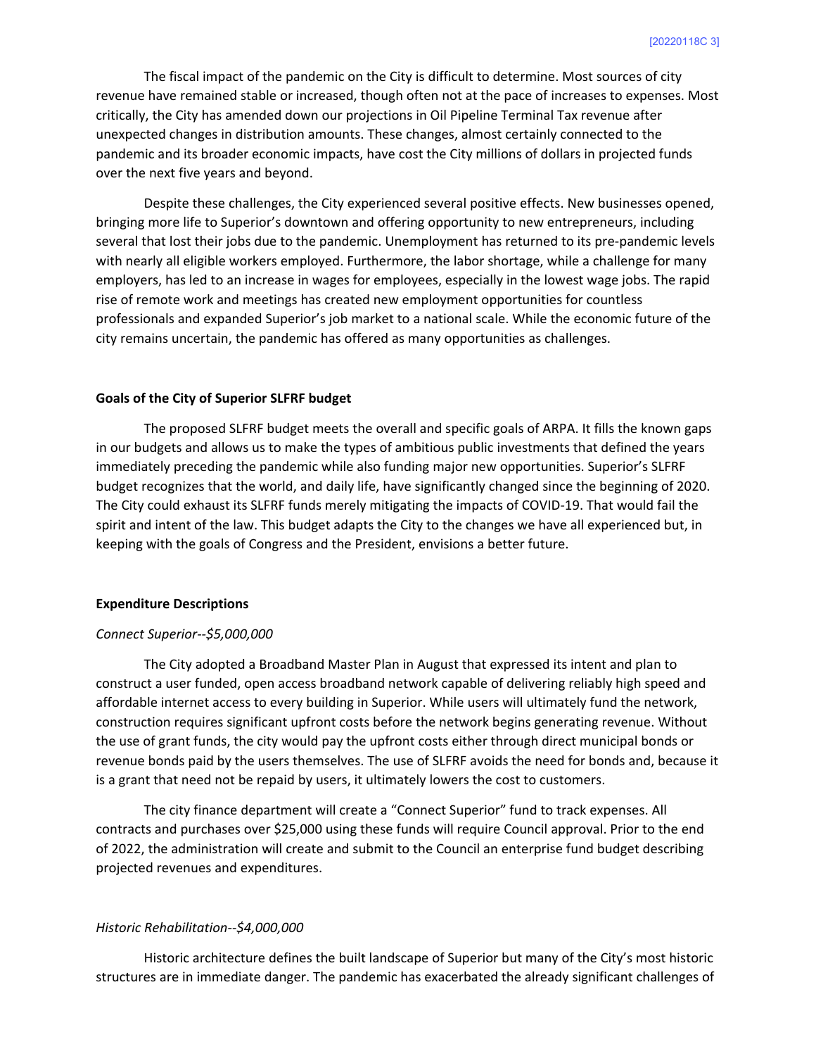The fiscal impact of the pandemic on the City is difficult to determine. Most sources of city revenue have remained stable or increased, though often not at the pace of increases to expenses. Most critically, the City has amended down our projections in Oil Pipeline Terminal Tax revenue after unexpected changes in distribution amounts. These changes, almost certainly connected to the pandemic and its broader economic impacts, have cost the City millions of dollars in projected funds over the next five years and beyond.

Despite these challenges, the City experienced several positive effects. New businesses opened, bringing more life to Superior's downtown and offering opportunity to new entrepreneurs, including several that lost their jobs due to the pandemic. Unemployment has returned to its pre-pandemic levels with nearly all eligible workers employed. Furthermore, the labor shortage, while a challenge for many employers, has led to an increase in wages for employees, especially in the lowest wage jobs. The rapid rise of remote work and meetings has created new employment opportunities for countless professionals and expanded Superior's job market to a national scale. While the economic future of the city remains uncertain, the pandemic has offered as many opportunities as challenges.

**Goals of the City of Superior SLFRF budget**

The proposed SLFRF budget meets the overall and specific goals of ARPA. It fills the known gaps in our budgets and allows us to make the types of ambitious public investments that defined the years immediately preceding the pandemic while also funding major new opportunities. Superior's SLFRF budget recognizes that the world, and daily life, have significantly changed since the beginning of 2020. The City could exhaust its SLFRF funds merely mitigating the impacts of COVID-19. That would fail the spirit and intent of the law. This budget adapts the City to the changes we have all experienced but, in keeping with the goals of Congress and the President, envisions a better future.

**Expenditure Descriptions**

*Connect Superior--$5,000,000*

The City adopted a Broadband Master Plan in August that expressed its intent and plan to construct a user funded, open access broadband network capable of delivering reliably high speed and affordable internet access to every building in Superior. While users will ultimately fund the network, construction requires significant upfront costs before the network begins generating revenue. Without the use of grant funds, the city would pay the upfront costs either through direct municipal bonds or revenue bonds paid by the users themselves. The use of SLFRF avoids the need for bonds and, because it is a grant that need not be repaid by users, it ultimately lowers the cost to customers.

The city finance department will create a "Connect Superior" fund to track expenses. All contracts and purchases over $25,000 using these funds will require Council approval. Prior to the end of 2022, the administration will create and submit to the Council an enterprise fund budget describing projected revenues and expenditures.

*Historic Rehabilitation--$4,000,000*

Historic architecture defines the built landscape of Superior but many of the City's most historic structures are in immediate danger. The pandemic has exacerbated the already significant challenges of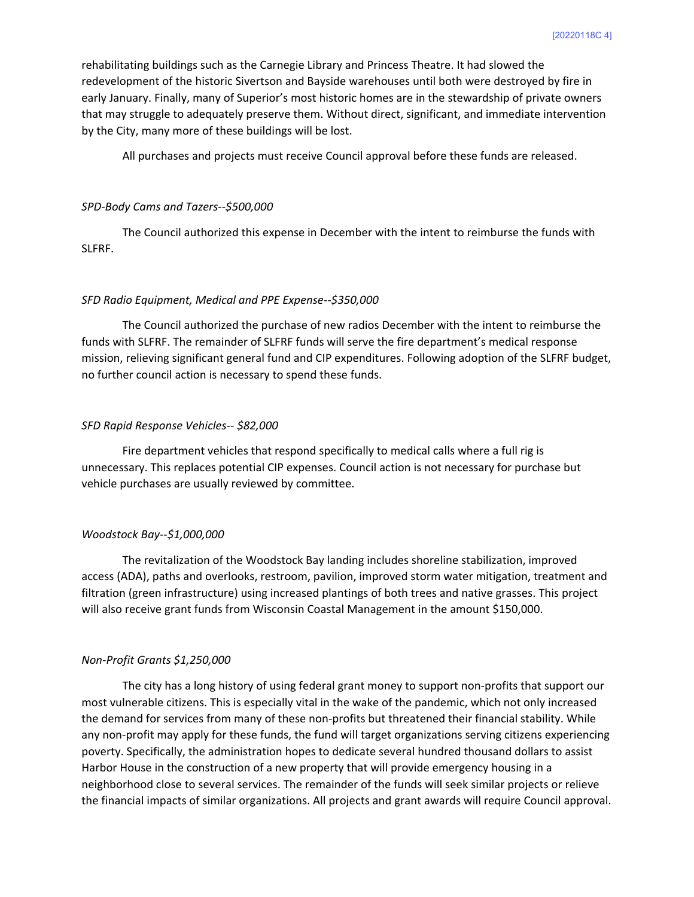rehabilitating buildings such as the Carnegie Library and Princess Theatre. It had slowed the redevelopment of the historic Sivertson and Bayside warehouses until both were destroyed by fire in early January. Finally, many of Superior's most historic homes are in the stewardship of private owners that may struggle to adequately preserve them. Without direct, significant, and immediate intervention by the City, many more of these buildings will be lost.

All purchases and projects must receive Council approval before these funds are released.

*SPD-Body Cams and Tazers--$500,000*

The Council authorized this expense in December with the intent to reimburse the funds with SLFRF.

*SFD Radio Equipment, Medical and PPE Expense--$350,000*

The Council authorized the purchase of new radios December with the intent to reimburse the funds with SLFRF. The remainder of SLFRF funds will serve the fire department's medical response mission, relieving significant general fund and CIP expenditures. Following adoption of the SLFRF budget, no further council action is necessary to spend these funds.

*SFD Rapid Response Vehicles-- $82,000*

Fire department vehicles that respond specifically to medical calls where a full rig is unnecessary. This replaces potential CIP expenses. Council action is not necessary for purchase but vehicle purchases are usually reviewed by committee.

*Woodstock Bay--$1,000,000*

The revitalization of the Woodstock Bay landing includes shoreline stabilization, improved access (ADA), paths and overlooks, restroom, pavilion, improved storm water mitigation, treatment and filtration (green infrastructure) using increased plantings of both trees and native grasses. This project will also receive grant funds from Wisconsin Coastal Management in the amount $150,000.

*Non-Profit Grants $1,250,000*

The city has a long history of using federal grant money to support non-profits that support our most vulnerable citizens. This is especially vital in the wake of the pandemic, which not only increased the demand for services from many of these non-profits but threatened their financial stability. While any non-profit may apply for these funds, the fund will target organizations serving citizens experiencing poverty. Specifically, the administration hopes to dedicate several hundred thousand dollars to assist Harbor House in the construction of a new property that will provide emergency housing in a neighborhood close to several services. The remainder of the funds will seek similar projects or relieve the financial impacts of similar organizations. All projects and grant awards will require Council approval.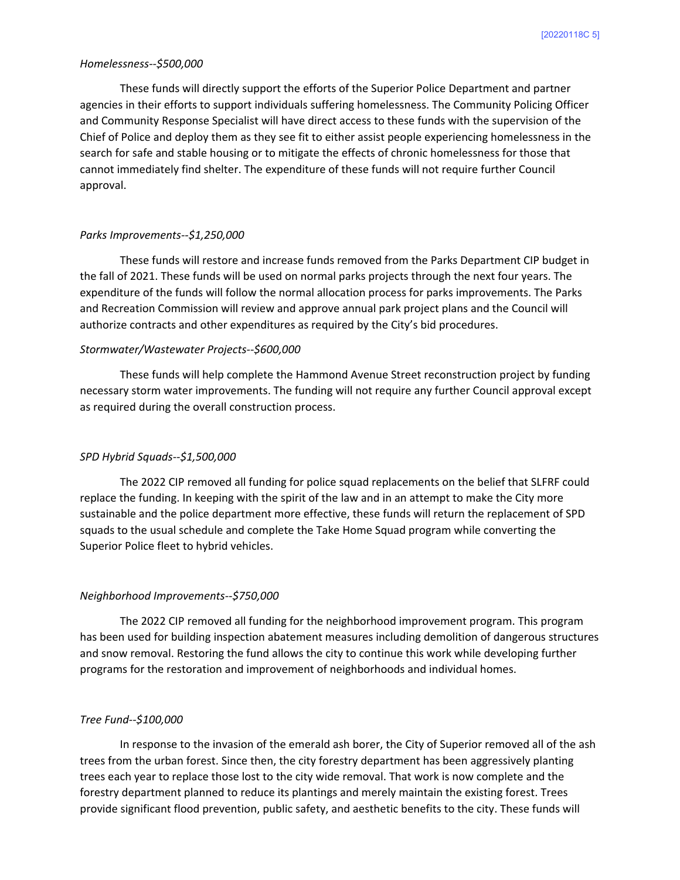*Homelessness--$500,000*

These funds will directly support the efforts of the Superior Police Department and partner agencies in their efforts to support individuals suffering homelessness. The Community Policing Officer and Community Response Specialist will have direct access to these funds with the supervision of the Chief of Police and deploy them as they see fit to either assist people experiencing homelessness in the search for safe and stable housing or to mitigate the effects of chronic homelessness for those that cannot immediately find shelter. The expenditure of these funds will not require further Council approval.

*Parks Improvements--$1,250,000*

These funds will restore and increase funds removed from the Parks Department CIP budget in the fall of 2021. These funds will be used on normal parks projects through the next four years. The expenditure of the funds will follow the normal allocation process for parks improvements. The Parks and Recreation Commission will review and approve annual park project plans and the Council will authorize contracts and other expenditures as required by the City's bid procedures.

*Stormwater/Wastewater Projects--$600,000*

These funds will help complete the Hammond Avenue Street reconstruction project by funding necessary storm water improvements. The funding will not require any further Council approval except as required during the overall construction process.

*SPD Hybrid Squads--$1,500,000*

The 2022 CIP removed all funding for police squad replacements on the belief that SLFRF could replace the funding. In keeping with the spirit of the law and in an attempt to make the City more sustainable and the police department more effective, these funds will return the replacement of SPD squads to the usual schedule and complete the Take Home Squad program while converting the Superior Police fleet to hybrid vehicles.

*Neighborhood Improvements--$750,000*

The 2022 CIP removed all funding for the neighborhood improvement program. This program has been used for building inspection abatement measures including demolition of dangerous structures and snow removal. Restoring the fund allows the city to continue this work while developing further programs for the restoration and improvement of neighborhoods and individual homes.

*Tree Fund--$100,000*

In response to the invasion of the emerald ash borer, the City of Superior removed all of the ash trees from the urban forest. Since then, the city forestry department has been aggressively planting trees each year to replace those lost to the city wide removal. That work is now complete and the forestry department planned to reduce its plantings and merely maintain the existing forest. Trees provide significant flood prevention, public safety, and aesthetic benefits to the city. These funds will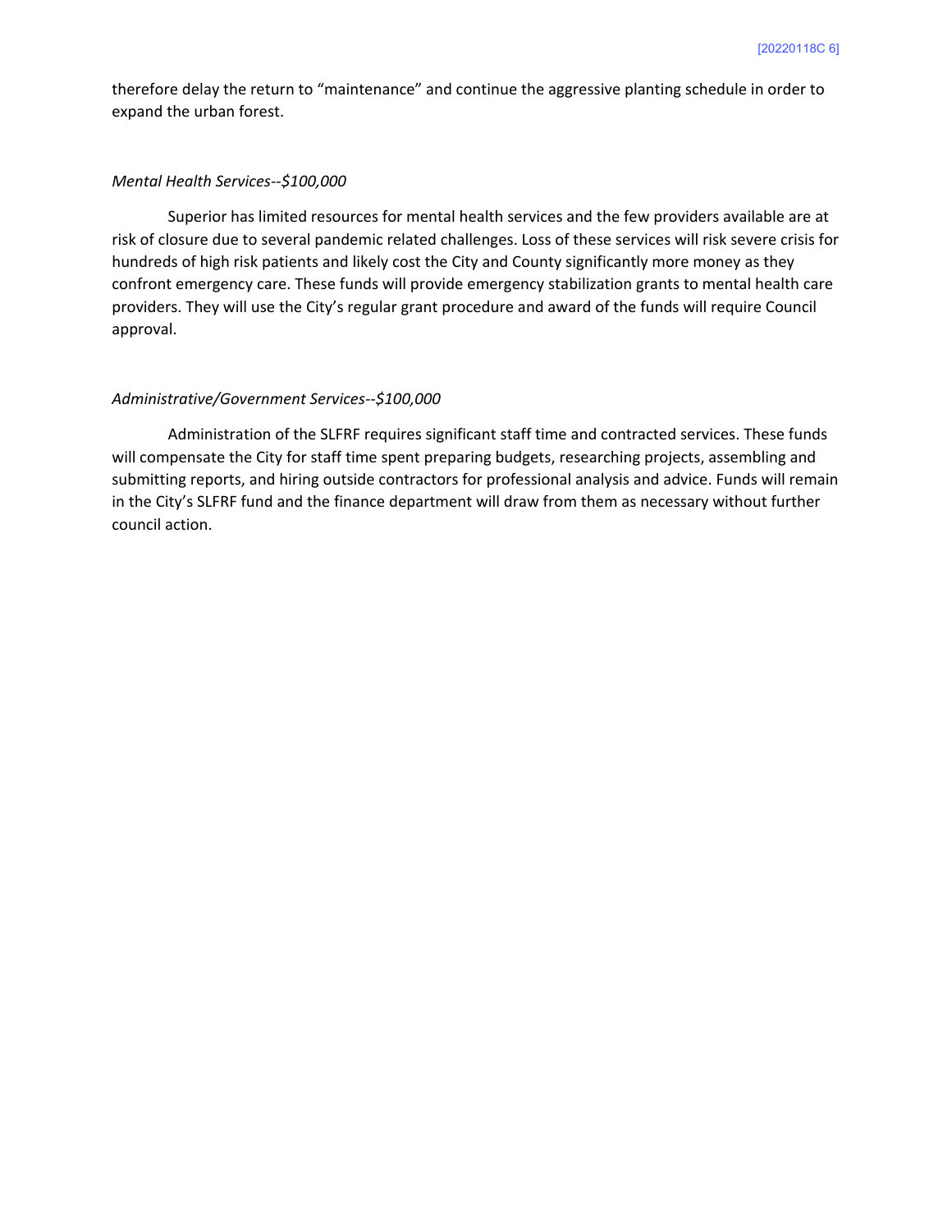therefore delay the return to "maintenance" and continue the aggressive planting schedule in order to expand the urban forest.

*Mental Health Services--$100,000*

Superior has limited resources for mental health services and the few providers available are at risk of closure due to several pandemic related challenges. Loss of these services will risk severe crisis for hundreds of high risk patients and likely cost the City and County significantly more money as they confront emergency care. These funds will provide emergency stabilization grants to mental health care providers. They will use the City's regular grant procedure and award of the funds will require Council approval.

*Administrative/Government Services--$100,000*

Administration of the SLFRF requires significant staff time and contracted services. These funds will compensate the City for staff time spent preparing budgets, researching projects, assembling and submitting reports, and hiring outside contractors for professional analysis and advice. Funds will remain in the City's SLFRF fund and the finance department will draw from them as necessary without further council action.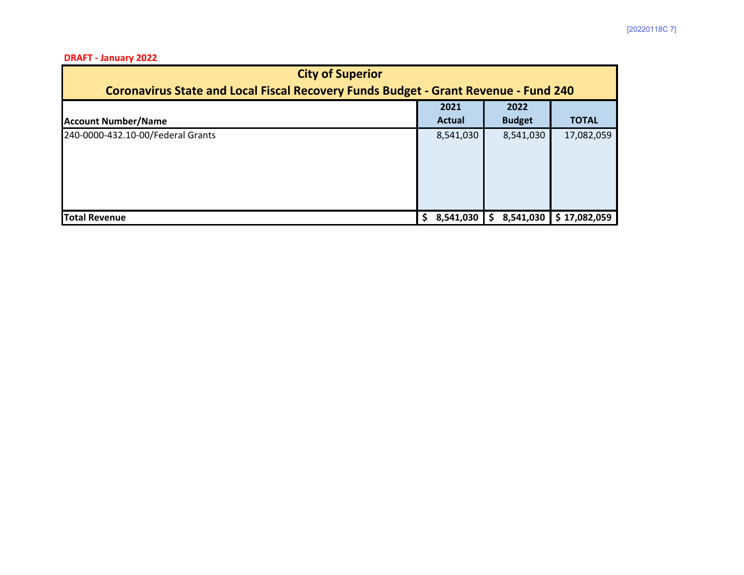**DRAFT - January 2022**

## City of Superior
## Coronavirus State and Local Fiscal Recovery Funds Budget - Grant Revenue - Fund 240

| Account Number/Name | 2021 Actual | 2022 Budget | TOTAL |
|---|---|---|---|
| 240-0000-432.10-00/Federal Grants | 8,541,030 | 8,541,030 | 17,082,059 |
| **Total Revenue** | **$ 8,541,030** | **$ 8,541,030** | **$ 17,082,059** |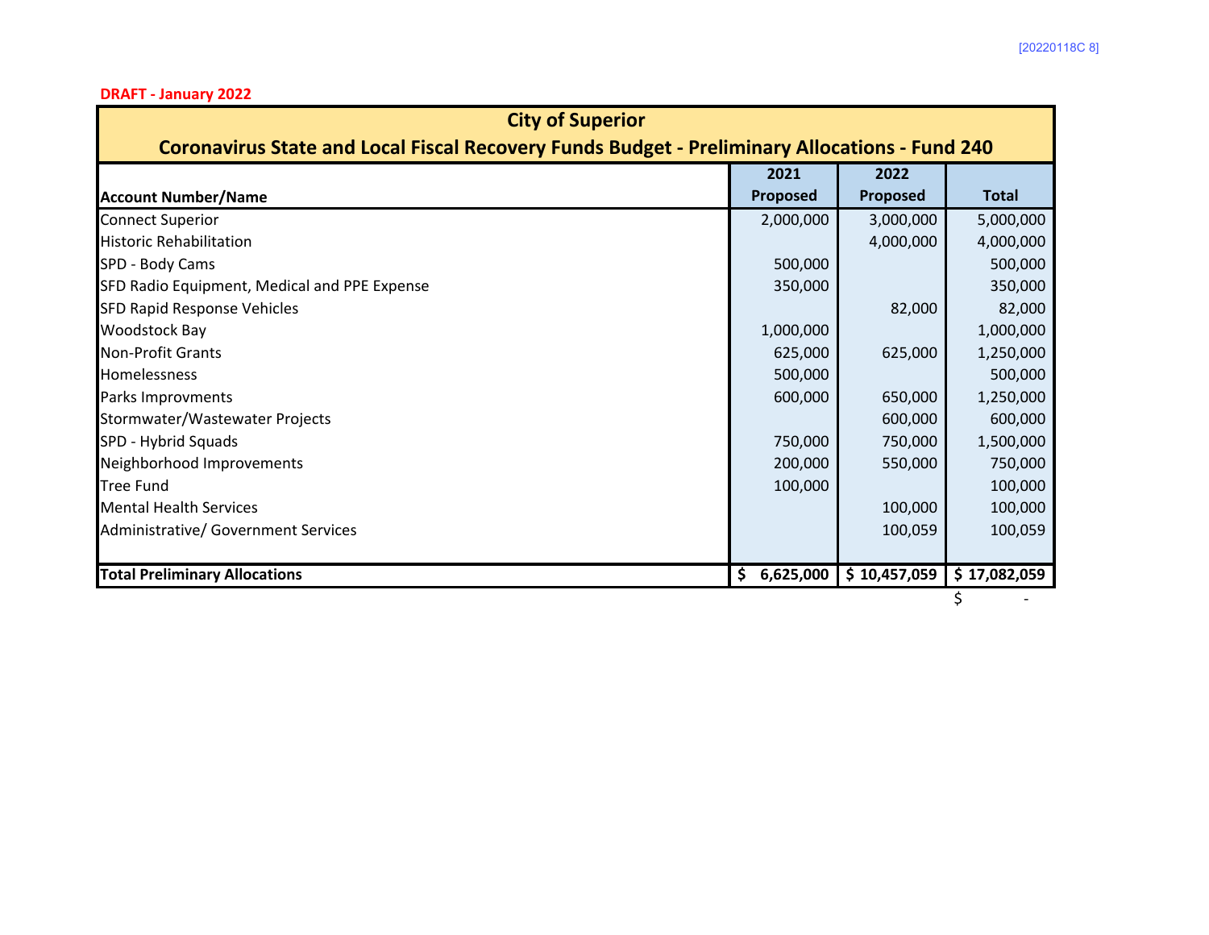DRAFT - January 2022

## City of Superior

### Coronavirus State and Local Fiscal Recovery Funds Budget - Preliminary Allocations - Fund 240

| Account Number/Name | 2021 Proposed | 2022 Proposed | Total |
|---|---|---|---|
| Connect Superior | 2,000,000 | 3,000,000 | 5,000,000 |
| Historic Rehabilitation | | 4,000,000 | 4,000,000 |
| SPD - Body Cams | 500,000 | | 500,000 |
| SFD Radio Equipment, Medical and PPE Expense | 350,000 | | 350,000 |
| SFD Rapid Response Vehicles | | 82,000 | 82,000 |
| Woodstock Bay | 1,000,000 | | 1,000,000 |
| Non-Profit Grants | 625,000 | 625,000 | 1,250,000 |
| Homelessness | 500,000 | | 500,000 |
| Parks Improvments | 600,000 | 650,000 | 1,250,000 |
| Stormwater/Wastewater Projects | | 600,000 | 600,000 |
| SPD - Hybrid Squads | 750,000 | 750,000 | 1,500,000 |
| Neighborhood Improvements | 200,000 | 550,000 | 750,000 |
| Tree Fund | 100,000 | | 100,000 |
| Mental Health Services | | 100,000 | 100,000 |
| Administrative/ Government Services | | 100,059 | 100,059 |
| **Total Preliminary Allocations** | **$ 6,625,000** | **$ 10,457,059** | **$ 17,082,059** |
| | | | $ - |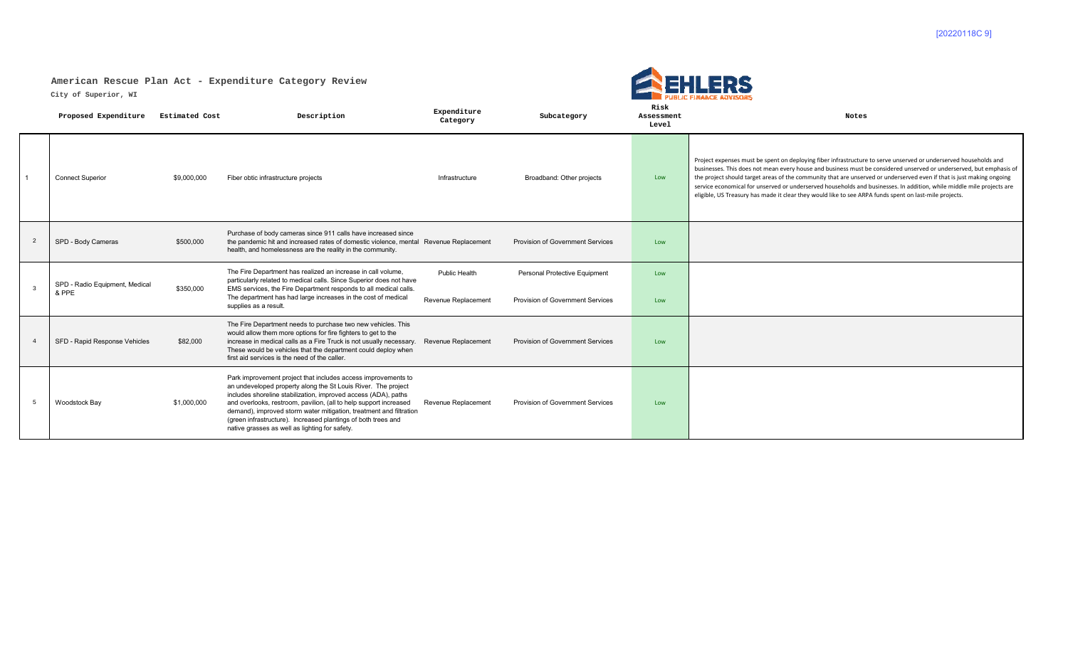[20220118C 9]

## American Rescue Plan Act - Expenditure Category Review

City of Superior, WI

EHLERS PUBLIC FINANCE ADVISORS

| | Proposed Expenditure | Estimated Cost | Description | Expenditure Category | Subcategory | Risk Assessment Level | Notes |
|---|---|---|---|---|---|---|---|
| 1 | Connect Superior | $9,000,000 | Fiber obtic infrastructure projects | Infrastructure | Broadband: Other projects | Low | Project expenses must be spent on deploying fiber infrastructure to serve unserved or underserved households and businesses. This does not mean every house and business must be considered unserved or underserved, but emphasis of the project should target areas of the community that are unserved or underserved even if that is just making ongoing service economical for unserved or underserved households and businesses. In addition, while middle mile projects are eligible, US Treasury has made it clear they would like to see ARPA funds spent on last-mile projects. |
| 2 | SPD - Body Cameras | $500,000 | Purchase of body cameras since 911 calls have increased since the pandemic hit and increased rates of domestic violence, mental health, and homelessness are the reality in the community. | Revenue Replacement | Provision of Government Services | Low | |
| 3 | SPD - Radio Equipment, Medical & PPE | $350,000 | The Fire Department has realized an increase in call volume, particularly related to medical calls. Since Superior does not have EMS services, the Fire Department responds to all medical calls. The department has had large increases in the cost of medical supplies as a result. | Public Health | Personal Protective Equipment | Low | |
| | | | | Revenue Replacement | Provision of Government Services | Low | |
| 4 | SFD - Rapid Response Vehicles | $82,000 | The Fire Department needs to purchase two new vehicles. This would allow them more options for fire fighters to get to the increase in medical calls as a Fire Truck is not usually necessary. These would be vehicles that the department could deploy when first aid services is the need of the caller. | Revenue Replacement | Provision of Government Services | Low | |
| 5 | Woodstock Bay | $1,000,000 | Park improvement project that includes access improvements to an undeveloped property along the St Louis River. The project includes shoreline stabilization, improved access (ADA), paths and overlooks, restroom, pavilion, (all to help support increased demand), improved storm water mitigation, treatment and filtration (green infrastructure). Increased plantings of both trees and native grasses as well as lighting for safety. | Revenue Replacement | Provision of Government Services | Low | |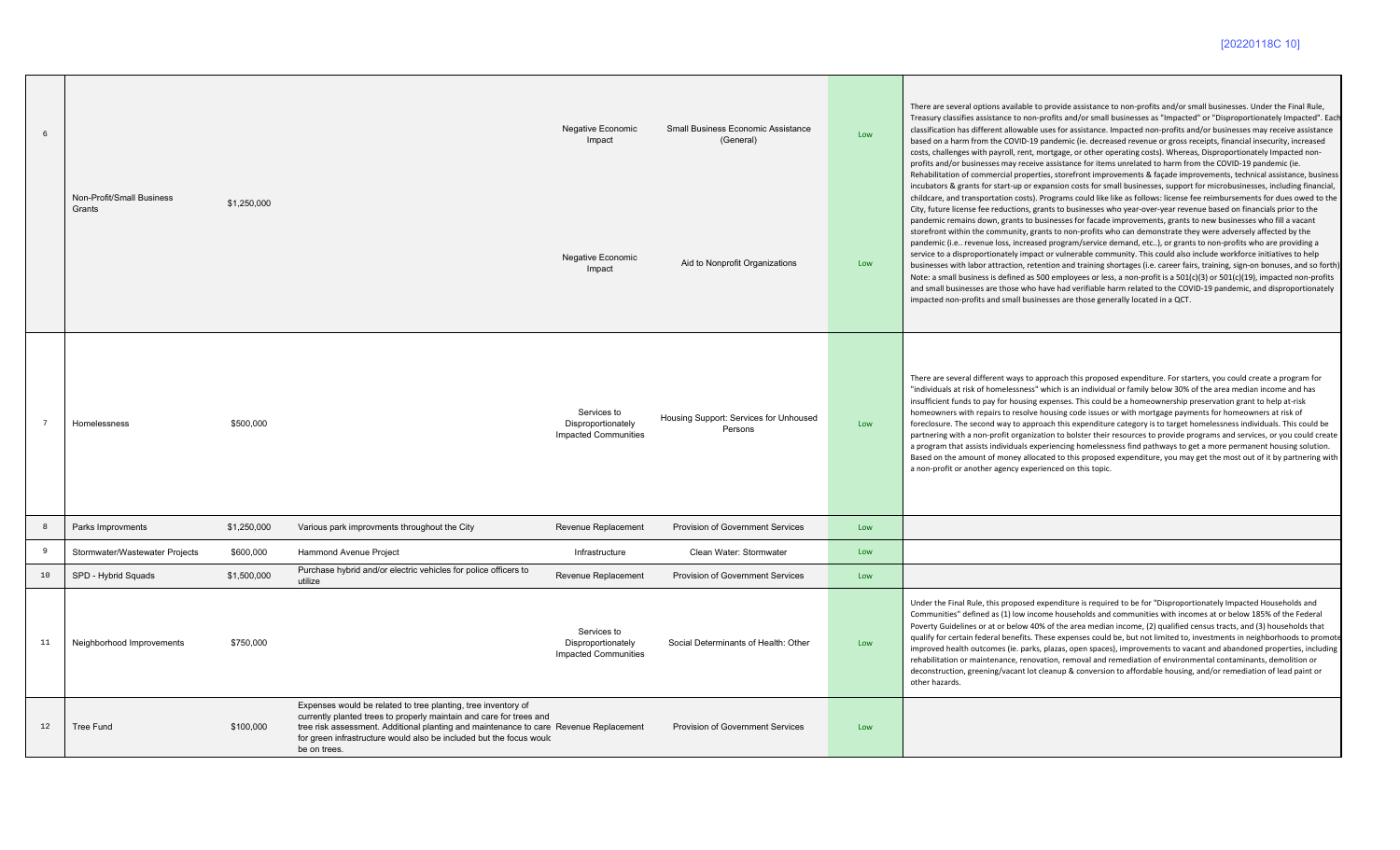| | | | | | | | |
|---|---|---|---|---|---|---|---|
| 6 | Non-Profit/Small Business Grants | $1,250,000 | | Negative Economic Impact<br><br>Negative Economic Impact | Small Business Economic Assistance (General)<br><br>Aid to Nonprofit Organizations | Low<br><br>Low | There are several options available to provide assistance to non-profits and/or small businesses. Under the Final Rule, Treasury classifies assistance to non-profits and/or small businesses as "Impacted" or "Disproportionately Impacted". Each classification has different allowable uses for assistance. Impacted non-profits and/or businesses may receive assistance based on a harm from the COVID-19 pandemic (ie. decreased revenue or gross receipts, financial insecurity, increased costs, challenges with payroll, rent, mortgage, or other operating costs). Whereas, Disproportionately Impacted non-profits and/or businesses may receive assistance for items unrelated to harm from the COVID-19 pandemic (ie. Rehabilitation of commercial properties, storefront improvements & façade improvements, technical assistance, business incubators & grants for start-up or expansion costs for small businesses, support for microbusinesses, including financial, childcare, and transportation costs). Programs could like like as follows: license fee reimbursements for dues owed to the City, future license fee reductions, grants to businesses who year-over-year revenue based on financials prior to the pandemic remains down, grants to businesses for facade improvements, grants to new businesses who fill a vacant storefront within the community, grants to non-profits who can demonstrate they were adversely affected by the pandemic (i.e.. revenue loss, increased program/service demand, etc..), or grants to non-profits who are providing a service to a disproportionately impact or vulnerable community. This could also include workforce initiatives to help businesses with labor attraction, retention and training shortages (i.e. career fairs, training, sign-on bonuses, and so forth). Note: a small business is defined as 500 employees or less, a non-profit is a 501(c)(3) or 501(c)(19), impacted non-profits and small businesses are those who have had verifiable harm related to the COVID-19 pandemic, and disproportionately impacted non-profits and small businesses are those generally located in a QCT. |
| 7 | Homelessness | $500,000 | | Services to Disproportionately Impacted Communities | Housing Support: Services for Unhoused Persons | Low | There are several different ways to approach this proposed expenditure. For starters, you could create a program for "individuals at risk of homelessness" which is an individual or family below 30% of the area median income and has insufficient funds to pay for housing expenses. This could be a homeownership preservation grant to help at-risk homeowners with repairs to resolve housing code issues or with mortgage payments for homeowners at risk of foreclosure. The second way to approach this expenditure category is to target homelessness individuals. This could be partnering with a non-profit organization to bolster their resources to provide programs and services, or you could create a program that assists individuals experiencing homelessness find pathways to get a more permanent housing solution. Based on the amount of money allocated to this proposed expenditure, you may get the most out of it by partnering with a non-profit or another agency experienced on this topic. |
| 8 | Parks Improvments | $1,250,000 | Various park improvments throughout the City | Revenue Replacement | Provision of Government Services | Low | |
| 9 | Stormwater/Wastewater Projects | $600,000 | Hammond Avenue Project | Infrastructure | Clean Water: Stormwater | Low | |
| 10 | SPD - Hybrid Squads | $1,500,000 | Purchase hybrid and/or electric vehicles for police officers to utilize | Revenue Replacement | Provision of Government Services | Low | |
| 11 | Neighborhood Improvements | $750,000 | | Services to Disproportionately Impacted Communities | Social Determinants of Health: Other | Low | Under the Final Rule, this proposed expenditure is required to be for "Disproportionately Impacted Households and Communities" defined as (1) low income households and communities with incomes at or below 185% of the Federal Poverty Guidelines or at or below 40% of the area median income, (2) qualified census tracts, and (3) households that qualify for certain federal benefits. These expenses could be, but not limited to, investments in neighborhoods to promote improved health outcomes (ie. parks, plazas, open spaces), improvements to vacant and abandoned properties, including rehabilitation or maintenance, renovation, removal and remediation of environmental contaminants, demolition or deconstruction, greening/vacant lot cleanup & conversion to affordable housing, and/or remediation of lead paint or other hazards. |
| 12 | Tree Fund | $100,000 | Expenses would be related to tree planting, tree inventory of currently planted trees to properly maintain and care for trees and tree risk assessment. Additional planting and maintenance to care for green infrastructure would also be included but the focus would be on trees. | Revenue Replacement | Provision of Government Services | Low | |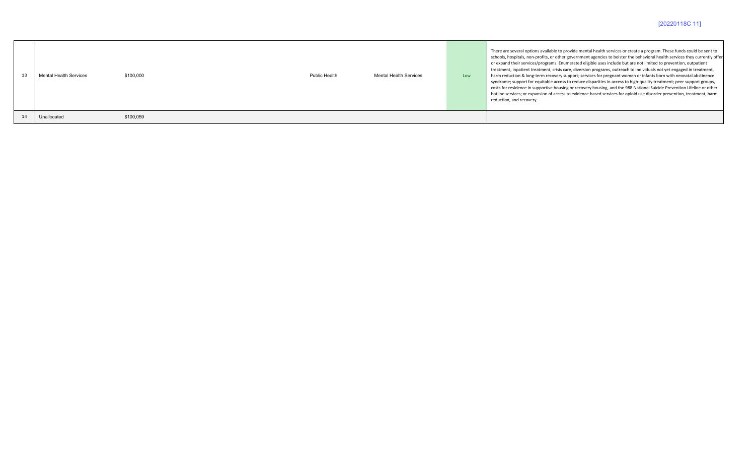| | | | | | | |
|---|---|---|---|---|---|---|
| 13 | Mental Health Services | $100,000 | Public Health | Mental Health Services | Low | There are several options available to provide mental health services or create a program. These funds could be sent to schools, hospitals, non-profits, or other government agencies to bolster the behavioral health services they currently offer or expand their services/programs. Enumerated eligible uses include but are not limited to prevention, outpatient treatment, inpatient treatment, crisis care, diversion programs, outreach to individuals not yet engaged in treatment, harm reduction & long-term recovery support; services for pregnant women or infants born with neonatal abstinence syndrome; support for equitable access to reduce disparities in access to high-quality treatment; peer support groups, costs for residence in supportive housing or recovery housing, and the 988 National Suicide Prevention Lifeline or other hotline services; or expansion of access to evidence-based services for opioid use disorder prevention, treatment, harm reduction, and recovery. |
| 14 | Unallocated | $100,059 | | | | |